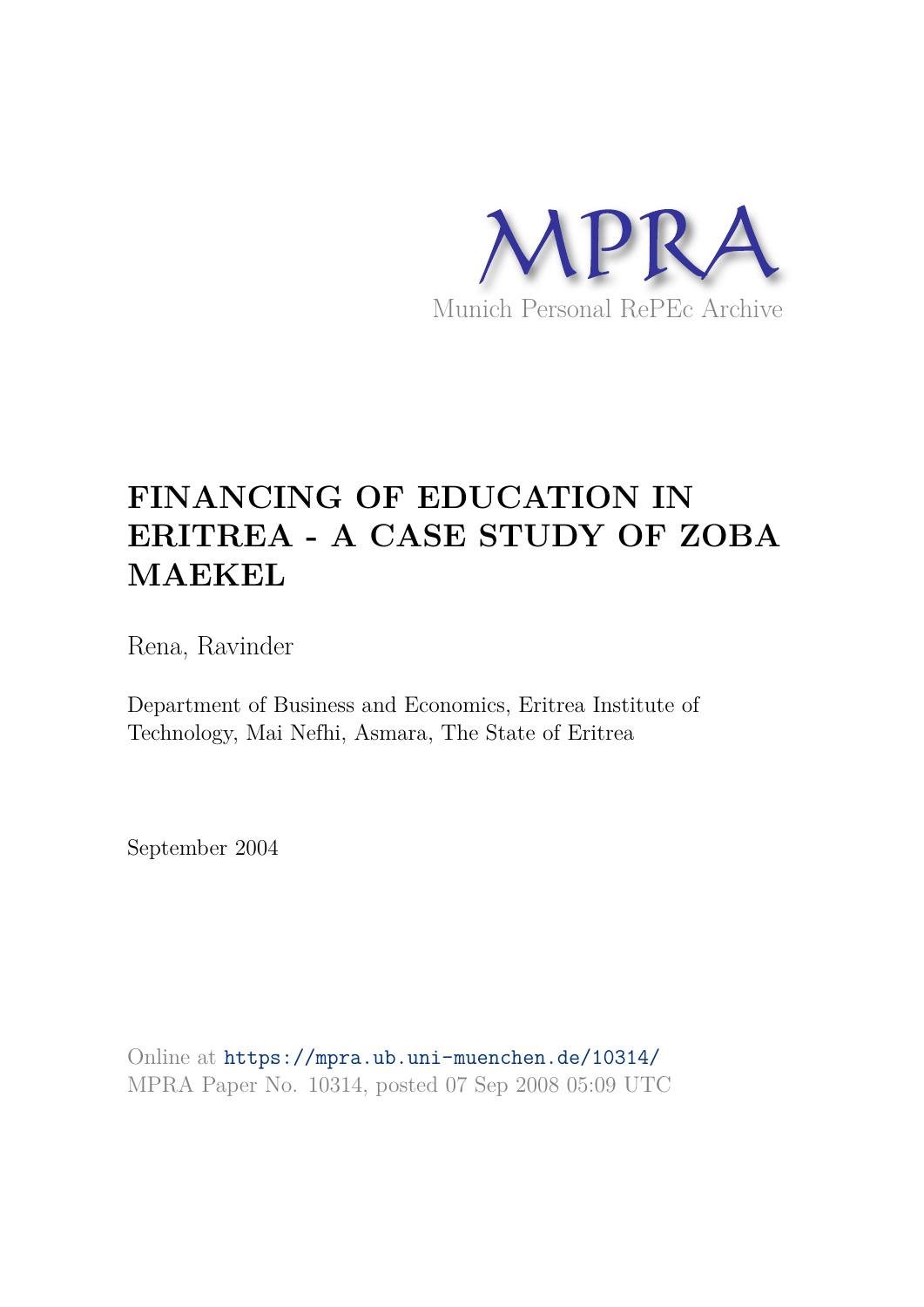MPRA

Munich Personal RePEc Archive

# FINANCING OF EDUCATION IN ERITREA - A CASE STUDY OF ZOBA MAEKEL

Rena, Ravinder

Department of Business and Economics, Eritrea Institute of Technology, Mai Nefhi, Asmara, The State of Eritrea

September 2004

Online at https://mpra.ub.uni-muenchen.de/10314/
MPRA Paper No. 10314, posted 07 Sep 2008 05:09 UTC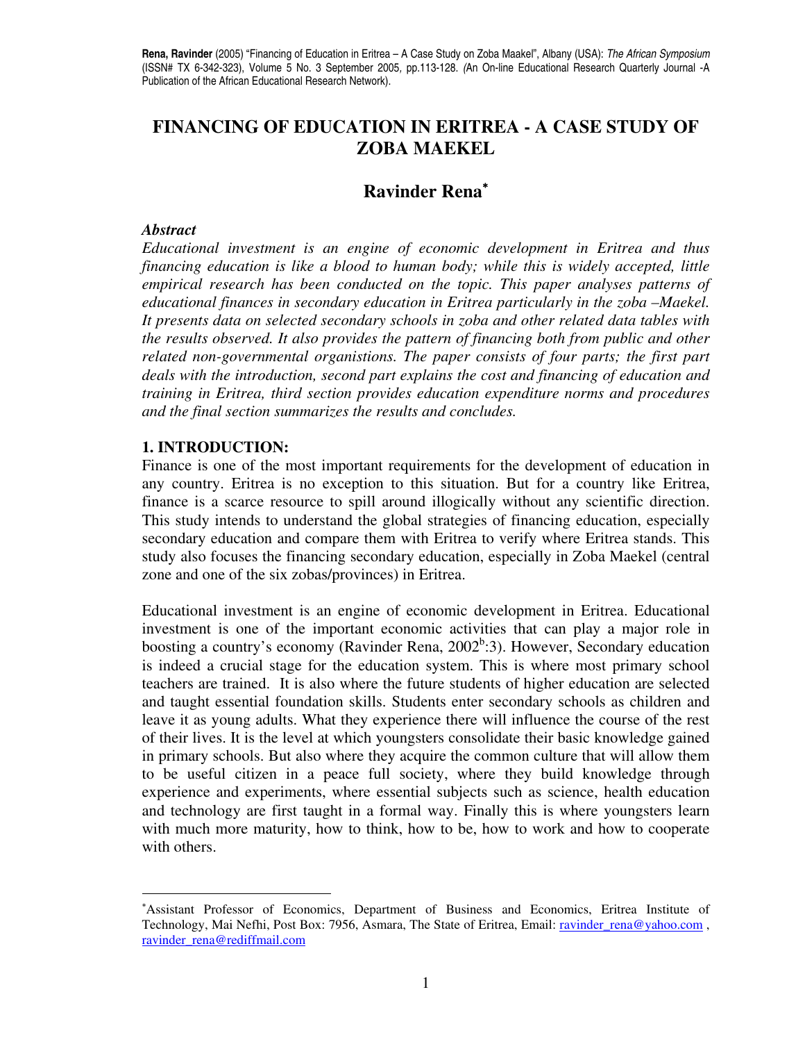Rena, Ravinder (2005) "Financing of Education in Eritrea – A Case Study on Zoba Maakel", Albany (USA): *The African Symposium* (ISSN# TX 6-342-323), Volume 5 No. 3 September 2005, pp.113-128. (An On-line Educational Research Quarterly Journal -A Publication of the African Educational Research Network).

# FINANCING OF EDUCATION IN ERITREA - A CASE STUDY OF ZOBA MAEKEL

## Ravinder Rena*

### *Abstract*

*Educational investment is an engine of economic development in Eritrea and thus financing education is like a blood to human body; while this is widely accepted, little empirical research has been conducted on the topic. This paper analyses patterns of educational finances in secondary education in Eritrea particularly in the zoba –Maekel. It presents data on selected secondary schools in zoba and other related data tables with the results observed. It also provides the pattern of financing both from public and other related non-governmental organisations. The paper consists of four parts; the first part deals with the introduction, second part explains the cost and financing of education and training in Eritrea, third section provides education expenditure norms and procedures and the final section summarizes the results and concludes.*

## 1. INTRODUCTION:

Finance is one of the most important requirements for the development of education in any country. Eritrea is no exception to this situation. But for a country like Eritrea, finance is a scarce resource to spill around illogically without any scientific direction. This study intends to understand the global strategies of financing education, especially secondary education and compare them with Eritrea to verify where Eritrea stands. This study also focuses the financing secondary education, especially in Zoba Maekel (central zone and one of the six zobas/provinces) in Eritrea.

Educational investment is an engine of economic development in Eritrea. Educational investment is one of the important economic activities that can play a major role in boosting a country's economy (Ravinder Rena, 2002[b]:3). However, Secondary education is indeed a crucial stage for the education system. This is where most primary school teachers are trained. It is also where the future students of higher education are selected and taught essential foundation skills. Students enter secondary schools as children and leave it as young adults. What they experience there will influence the course of the rest of their lives. It is the level at which youngsters consolidate their basic knowledge gained in primary schools. But also where they acquire the common culture that will allow them to be useful citizen in a peace full society, where they build knowledge through experience and experiments, where essential subjects such as science, health education and technology are first taught in a formal way. Finally this is where youngsters learn with much more maturity, how to think, how to be, how to work and how to cooperate with others.

---

*Assistant Professor of Economics, Department of Business and Economics, Eritrea Institute of Technology, Mai Nefhi, Post Box: 7956, Asmara, The State of Eritrea, Email: ravinder_rena@yahoo.com , ravinder_rena@rediffmail.com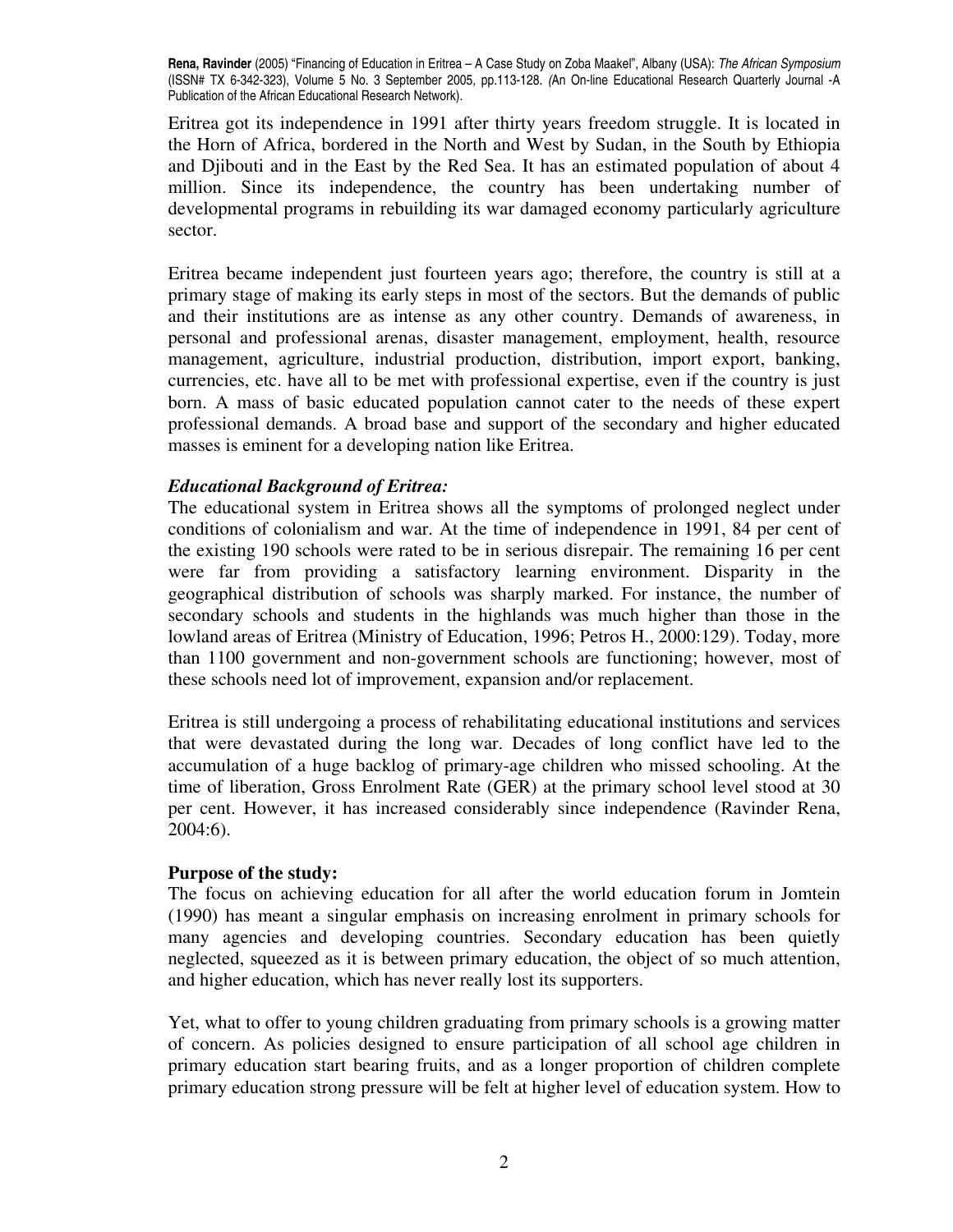Eritrea got its independence in 1991 after thirty years freedom struggle. It is located in the Horn of Africa, bordered in the North and West by Sudan, in the South by Ethiopia and Djibouti and in the East by the Red Sea. It has an estimated population of about 4 million. Since its independence, the country has been undertaking number of developmental programs in rebuilding its war damaged economy particularly agriculture sector.

Eritrea became independent just fourteen years ago; therefore, the country is still at a primary stage of making its early steps in most of the sectors. But the demands of public and their institutions are as intense as any other country. Demands of awareness, in personal and professional arenas, disaster management, employment, health, resource management, agriculture, industrial production, distribution, import export, banking, currencies, etc. have all to be met with professional expertise, even if the country is just born. A mass of basic educated population cannot cater to the needs of these expert professional demands. A broad base and support of the secondary and higher educated masses is eminent for a developing nation like Eritrea.

### *Educational Background of Eritrea:*

The educational system in Eritrea shows all the symptoms of prolonged neglect under conditions of colonialism and war. At the time of independence in 1991, 84 per cent of the existing 190 schools were rated to be in serious disrepair. The remaining 16 per cent were far from providing a satisfactory learning environment. Disparity in the geographical distribution of schools was sharply marked. For instance, the number of secondary schools and students in the highlands was much higher than those in the lowland areas of Eritrea (Ministry of Education, 1996; Petros H., 2000:129). Today, more than 1100 government and non-government schools are functioning; however, most of these schools need lot of improvement, expansion and/or replacement.

Eritrea is still undergoing a process of rehabilitating educational institutions and services that were devastated during the long war. Decades of long conflict have led to the accumulation of a huge backlog of primary-age children who missed schooling. At the time of liberation, Gross Enrolment Rate (GER) at the primary school level stood at 30 per cent. However, it has increased considerably since independence (Ravinder Rena, 2004:6).

### **Purpose of the study:**

The focus on achieving education for all after the world education forum in Jomtein (1990) has meant a singular emphasis on increasing enrolment in primary schools for many agencies and developing countries. Secondary education has been quietly neglected, squeezed as it is between primary education, the object of so much attention, and higher education, which has never really lost its supporters.

Yet, what to offer to young children graduating from primary schools is a growing matter of concern. As policies designed to ensure participation of all school age children in primary education start bearing fruits, and as a longer proportion of children complete primary education strong pressure will be felt at higher level of education system. How to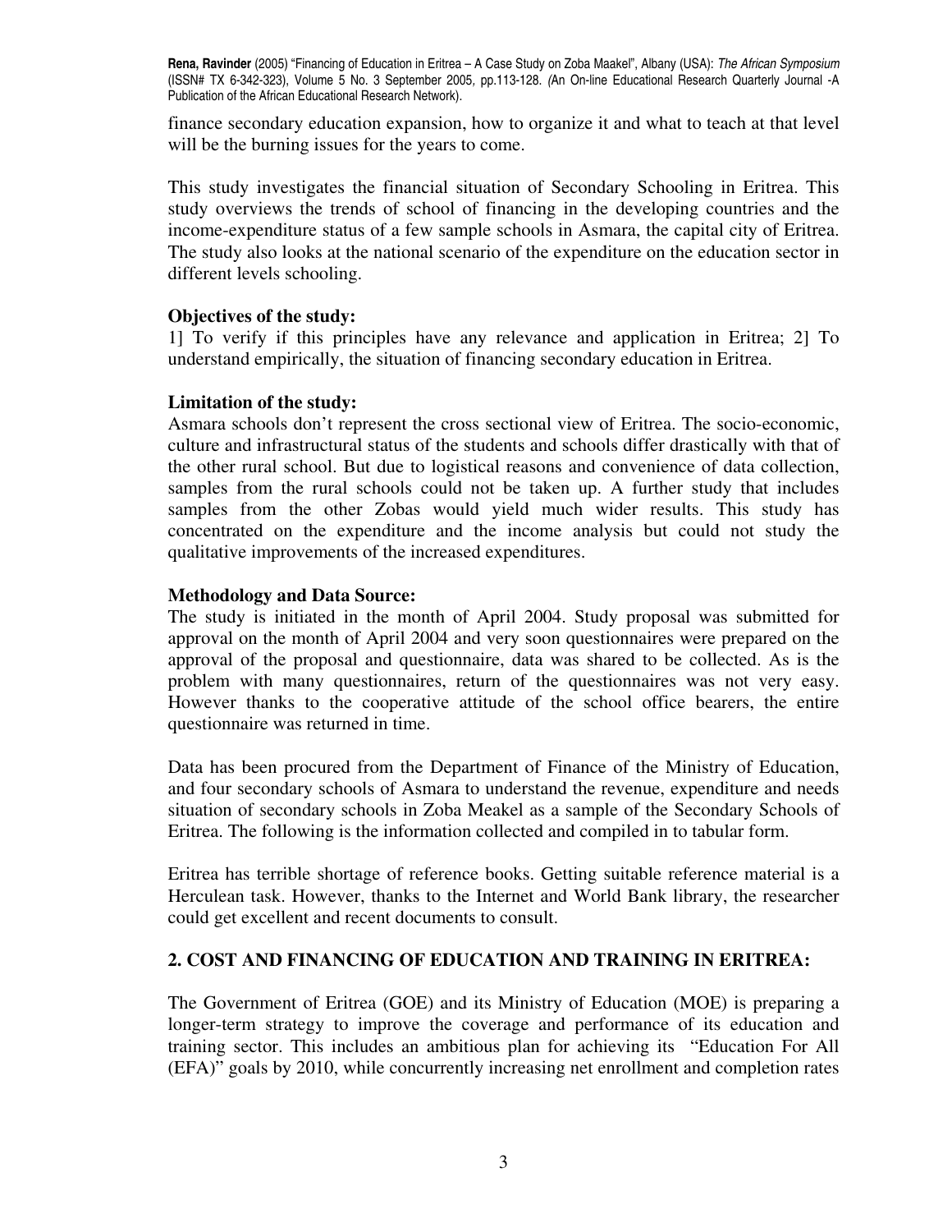finance secondary education expansion, how to organize it and what to teach at that level will be the burning issues for the years to come.

This study investigates the financial situation of Secondary Schooling in Eritrea. This study overviews the trends of school of financing in the developing countries and the income-expenditure status of a few sample schools in Asmara, the capital city of Eritrea. The study also looks at the national scenario of the expenditure on the education sector in different levels schooling.

**Objectives of the study:**

1] To verify if this principles have any relevance and application in Eritrea; 2] To understand empirically, the situation of financing secondary education in Eritrea.

**Limitation of the study:**

Asmara schools don't represent the cross sectional view of Eritrea. The socio-economic, culture and infrastructural status of the students and schools differ drastically with that of the other rural school. But due to logistical reasons and convenience of data collection, samples from the rural schools could not be taken up. A further study that includes samples from the other Zobas would yield much wider results. This study has concentrated on the expenditure and the income analysis but could not study the qualitative improvements of the increased expenditures.

**Methodology and Data Source:**

The study is initiated in the month of April 2004. Study proposal was submitted for approval on the month of April 2004 and very soon questionnaires were prepared on the approval of the proposal and questionnaire, data was shared to be collected. As is the problem with many questionnaires, return of the questionnaires was not very easy. However thanks to the cooperative attitude of the school office bearers, the entire questionnaire was returned in time.

Data has been procured from the Department of Finance of the Ministry of Education, and four secondary schools of Asmara to understand the revenue, expenditure and needs situation of secondary schools in Zoba Meakel as a sample of the Secondary Schools of Eritrea. The following is the information collected and compiled in to tabular form.

Eritrea has terrible shortage of reference books. Getting suitable reference material is a Herculean task. However, thanks to the Internet and World Bank library, the researcher could get excellent and recent documents to consult.

## 2. COST AND FINANCING OF EDUCATION AND TRAINING IN ERITREA:

The Government of Eritrea (GOE) and its Ministry of Education (MOE) is preparing a longer-term strategy to improve the coverage and performance of its education and training sector. This includes an ambitious plan for achieving its "Education For All (EFA)" goals by 2010, while concurrently increasing net enrollment and completion rates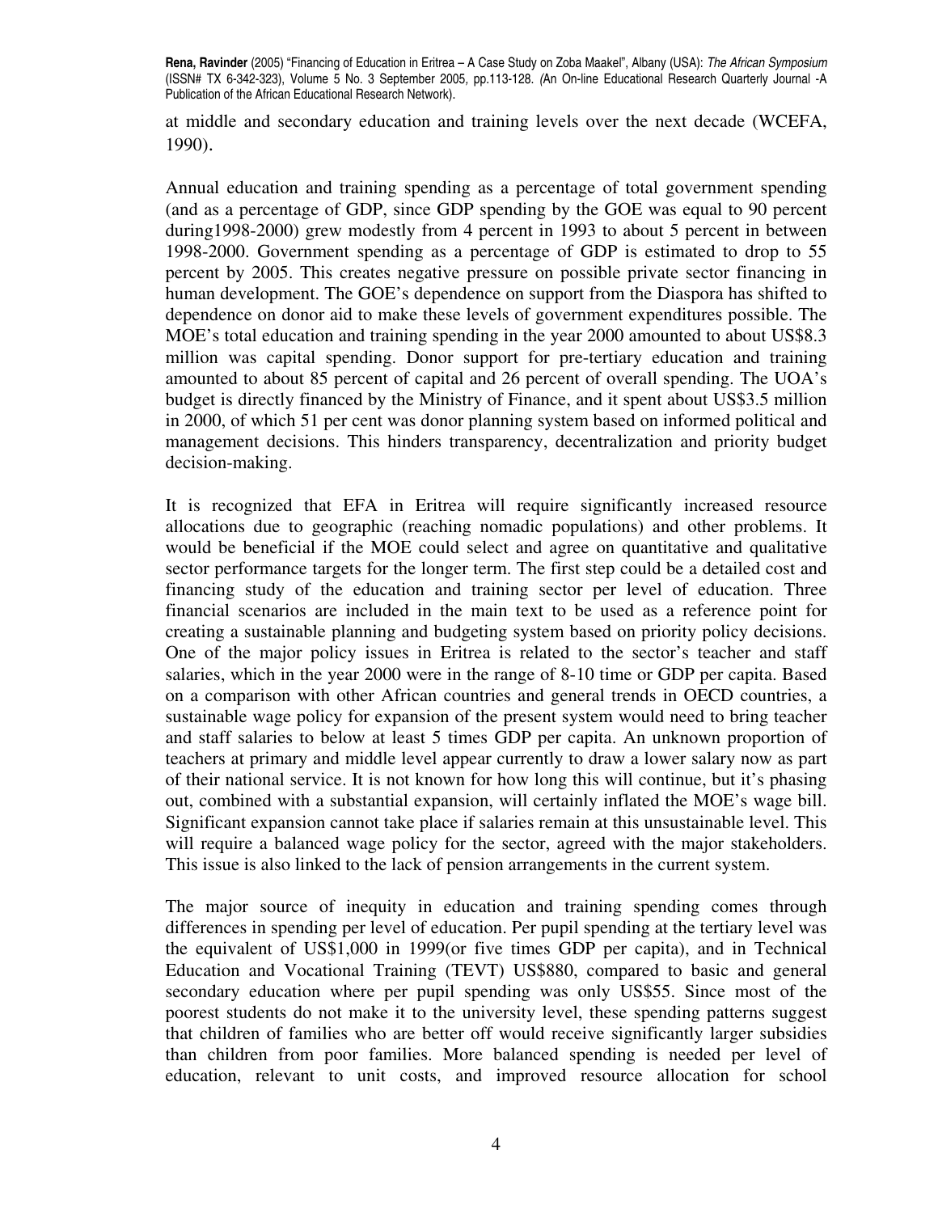at middle and secondary education and training levels over the next decade (WCEFA, 1990).

Annual education and training spending as a percentage of total government spending (and as a percentage of GDP, since GDP spending by the GOE was equal to 90 percent during1998-2000) grew modestly from 4 percent in 1993 to about 5 percent in between 1998-2000. Government spending as a percentage of GDP is estimated to drop to 55 percent by 2005. This creates negative pressure on possible private sector financing in human development. The GOE's dependence on support from the Diaspora has shifted to dependence on donor aid to make these levels of government expenditures possible. The MOE's total education and training spending in the year 2000 amounted to about US$8.3 million was capital spending. Donor support for pre-tertiary education and training amounted to about 85 percent of capital and 26 percent of overall spending. The UOA's budget is directly financed by the Ministry of Finance, and it spent about US$3.5 million in 2000, of which 51 per cent was donor planning system based on informed political and management decisions. This hinders transparency, decentralization and priority budget decision-making.

It is recognized that EFA in Eritrea will require significantly increased resource allocations due to geographic (reaching nomadic populations) and other problems. It would be beneficial if the MOE could select and agree on quantitative and qualitative sector performance targets for the longer term. The first step could be a detailed cost and financing study of the education and training sector per level of education. Three financial scenarios are included in the main text to be used as a reference point for creating a sustainable planning and budgeting system based on priority policy decisions. One of the major policy issues in Eritrea is related to the sector's teacher and staff salaries, which in the year 2000 were in the range of 8-10 time or GDP per capita. Based on a comparison with other African countries and general trends in OECD countries, a sustainable wage policy for expansion of the present system would need to bring teacher and staff salaries to below at least 5 times GDP per capita. An unknown proportion of teachers at primary and middle level appear currently to draw a lower salary now as part of their national service. It is not known for how long this will continue, but it's phasing out, combined with a substantial expansion, will certainly inflated the MOE's wage bill. Significant expansion cannot take place if salaries remain at this unsustainable level. This will require a balanced wage policy for the sector, agreed with the major stakeholders. This issue is also linked to the lack of pension arrangements in the current system.

The major source of inequity in education and training spending comes through differences in spending per level of education. Per pupil spending at the tertiary level was the equivalent of US$1,000 in 1999(or five times GDP per capita), and in Technical Education and Vocational Training (TEVT) US$880, compared to basic and general secondary education where per pupil spending was only US$55. Since most of the poorest students do not make it to the university level, these spending patterns suggest that children of families who are better off would receive significantly larger subsidies than children from poor families. More balanced spending is needed per level of education, relevant to unit costs, and improved resource allocation for school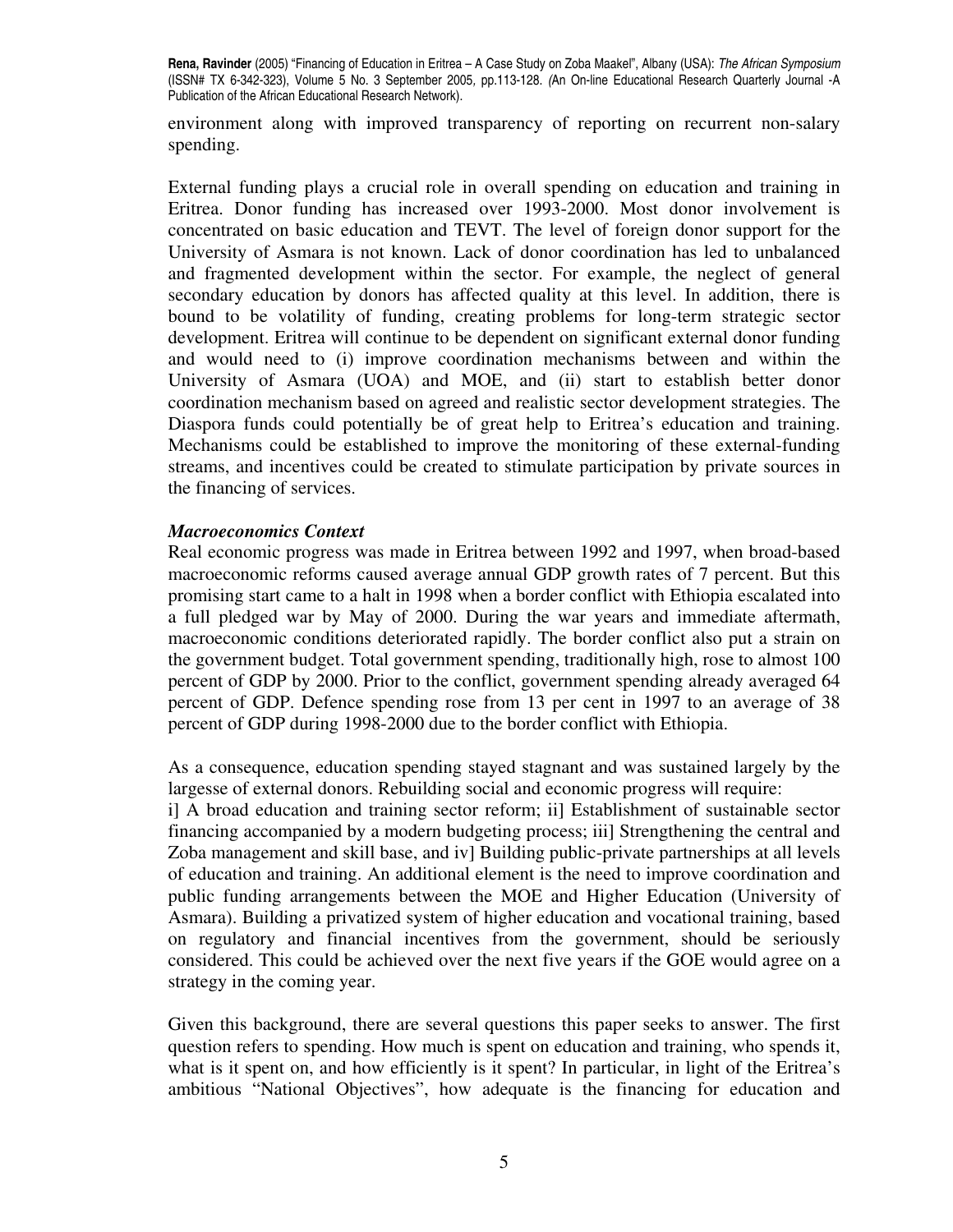environment along with improved transparency of reporting on recurrent non-salary spending.

External funding plays a crucial role in overall spending on education and training in Eritrea. Donor funding has increased over 1993-2000. Most donor involvement is concentrated on basic education and TEVT. The level of foreign donor support for the University of Asmara is not known. Lack of donor coordination has led to unbalanced and fragmented development within the sector. For example, the neglect of general secondary education by donors has affected quality at this level. In addition, there is bound to be volatility of funding, creating problems for long-term strategic sector development. Eritrea will continue to be dependent on significant external donor funding and would need to (i) improve coordination mechanisms between and within the University of Asmara (UOA) and MOE, and (ii) start to establish better donor coordination mechanism based on agreed and realistic sector development strategies. The Diaspora funds could potentially be of great help to Eritrea's education and training. Mechanisms could be established to improve the monitoring of these external-funding streams, and incentives could be created to stimulate participation by private sources in the financing of services.

***Macroeconomics Context***

Real economic progress was made in Eritrea between 1992 and 1997, when broad-based macroeconomic reforms caused average annual GDP growth rates of 7 percent. But this promising start came to a halt in 1998 when a border conflict with Ethiopia escalated into a full pledged war by May of 2000. During the war years and immediate aftermath, macroeconomic conditions deteriorated rapidly. The border conflict also put a strain on the government budget. Total government spending, traditionally high, rose to almost 100 percent of GDP by 2000. Prior to the conflict, government spending already averaged 64 percent of GDP. Defence spending rose from 13 per cent in 1997 to an average of 38 percent of GDP during 1998-2000 due to the border conflict with Ethiopia.

As a consequence, education spending stayed stagnant and was sustained largely by the largesse of external donors. Rebuilding social and economic progress will require:
i] A broad education and training sector reform; ii] Establishment of sustainable sector financing accompanied by a modern budgeting process; iii] Strengthening the central and Zoba management and skill base, and iv] Building public-private partnerships at all levels of education and training. An additional element is the need to improve coordination and public funding arrangements between the MOE and Higher Education (University of Asmara). Building a privatized system of higher education and vocational training, based on regulatory and financial incentives from the government, should be seriously considered. This could be achieved over the next five years if the GOE would agree on a strategy in the coming year.

Given this background, there are several questions this paper seeks to answer. The first question refers to spending. How much is spent on education and training, who spends it, what is it spent on, and how efficiently is it spent? In particular, in light of the Eritrea's ambitious "National Objectives", how adequate is the financing for education and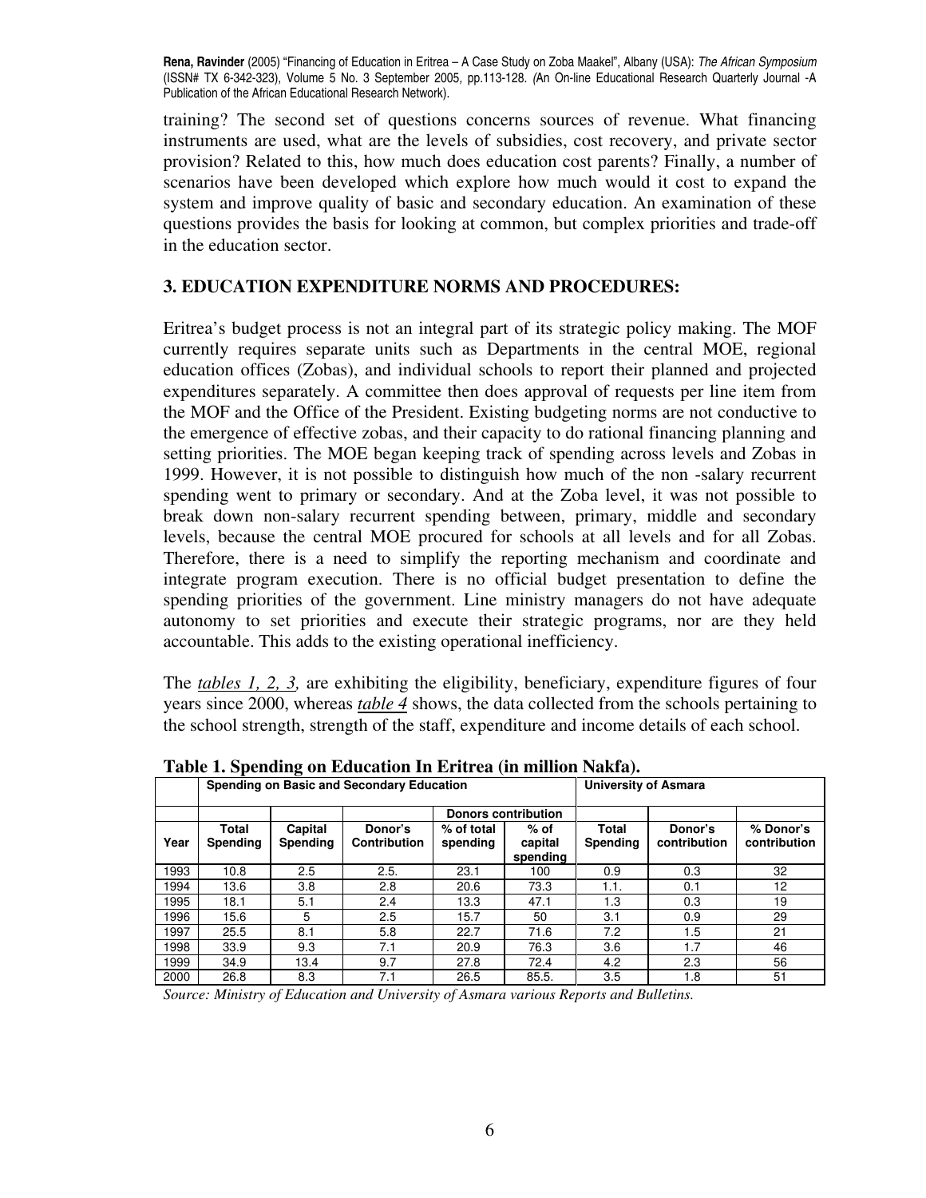training? The second set of questions concerns sources of revenue. What financing instruments are used, what are the levels of subsidies, cost recovery, and private sector provision? Related to this, how much does education cost parents? Finally, a number of scenarios have been developed which explore how much would it cost to expand the system and improve quality of basic and secondary education. An examination of these questions provides the basis for looking at common, but complex priorities and trade-off in the education sector.

## 3. EDUCATION EXPENDITURE NORMS AND PROCEDURES:

Eritrea's budget process is not an integral part of its strategic policy making. The MOF currently requires separate units such as Departments in the central MOE, regional education offices (Zobas), and individual schools to report their planned and projected expenditures separately. A committee then does approval of requests per line item from the MOF and the Office of the President. Existing budgeting norms are not conductive to the emergence of effective zobas, and their capacity to do rational financing planning and setting priorities. The MOE began keeping track of spending across levels and Zobas in 1999. However, it is not possible to distinguish how much of the non -salary recurrent spending went to primary or secondary. And at the Zoba level, it was not possible to break down non-salary recurrent spending between, primary, middle and secondary levels, because the central MOE procured for schools at all levels and for all Zobas. Therefore, there is a need to simplify the reporting mechanism and coordinate and integrate program execution. There is no official budget presentation to define the spending priorities of the government. Line ministry managers do not have adequate autonomy to set priorities and execute their strategic programs, nor are they held accountable. This adds to the existing operational inefficiency.

The *tables 1, 2, 3,* are exhibiting the eligibility, beneficiary, expenditure figures of four years since 2000, whereas *table 4* shows, the data collected from the schools pertaining to the school strength, strength of the staff, expenditure and income details of each school.

**Table 1. Spending on Education In Eritrea (in million Nakfa).**

| | Spending on Basic and Secondary Education | | | | | University of Asmara | | |
|---|---|---|---|---|---|---|---|---|
| | | | | Donors contribution | | | | |
| Year | Total Spending | Capital Spending | Donor's Contribution | % of total spending | % of capital spending | Total Spending | Donor's contribution | % Donor's contribution |
| 1993 | 10.8 | 2.5 | 2.5. | 23.1 | 100 | 0.9 | 0.3 | 32 |
| 1994 | 13.6 | 3.8 | 2.8 | 20.6 | 73.3 | 1.1. | 0.1 | 12 |
| 1995 | 18.1 | 5.1 | 2.4 | 13.3 | 47.1 | 1.3 | 0.3 | 19 |
| 1996 | 15.6 | 5 | 2.5 | 15.7 | 50 | 3.1 | 0.9 | 29 |
| 1997 | 25.5 | 8.1 | 5.8 | 22.7 | 71.6 | 7.2 | 1.5 | 21 |
| 1998 | 33.9 | 9.3 | 7.1 | 20.9 | 76.3 | 3.6 | 1.7 | 46 |
| 1999 | 34.9 | 13.4 | 9.7 | 27.8 | 72.4 | 4.2 | 2.3 | 56 |
| 2000 | 26.8 | 8.3 | 7.1 | 26.5 | 85.5. | 3.5 | 1.8 | 51 |

*Source: Ministry of Education and University of Asmara various Reports and Bulletins.*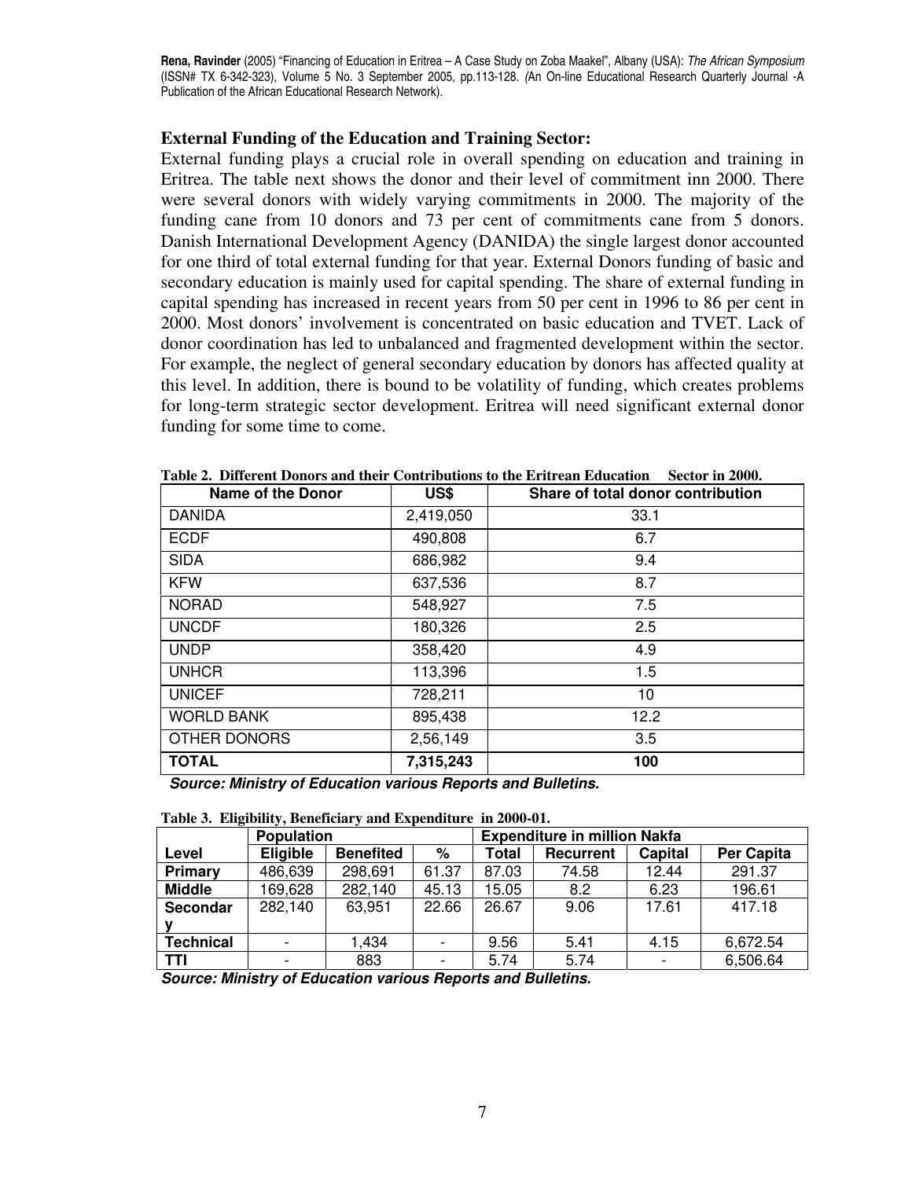### External Funding of the Education and Training Sector:

External funding plays a crucial role in overall spending on education and training in Eritrea. The table next shows the donor and their level of commitment inn 2000. There were several donors with widely varying commitments in 2000. The majority of the funding cane from 10 donors and 73 per cent of commitments cane from 5 donors. Danish International Development Agency (DANIDA) the single largest donor accounted for one third of total external funding for that year. External Donors funding of basic and secondary education is mainly used for capital spending. The share of external funding in capital spending has increased in recent years from 50 per cent in 1996 to 86 per cent in 2000. Most donors' involvement is concentrated on basic education and TVET. Lack of donor coordination has led to unbalanced and fragmented development within the sector. For example, the neglect of general secondary education by donors has affected quality at this level. In addition, there is bound to be volatility of funding, which creates problems for long-term strategic sector development. Eritrea will need significant external donor funding for some time to come.

**Table 2. Different Donors and their Contributions to the Eritrean Education Sector in 2000.**

| Name of the Donor | US$ | Share of total donor contribution |
|---|---|---|
| DANIDA | 2,419,050 | 33.1 |
| ECDF | 490,808 | 6.7 |
| SIDA | 686,982 | 9.4 |
| KFW | 637,536 | 8.7 |
| NORAD | 548,927 | 7.5 |
| UNCDF | 180,326 | 2.5 |
| UNDP | 358,420 | 4.9 |
| UNHCR | 113,396 | 1.5 |
| UNICEF | 728,211 | 10 |
| WORLD BANK | 895,438 | 12.2 |
| OTHER DONORS | 2,56,149 | 3.5 |
| **TOTAL** | **7,315,243** | **100** |

***Source: Ministry of Education various Reports and Bulletins.***

**Table 3. Eligibility, Beneficiary and Expenditure in 2000-01.**

| | Population | | | Expenditure in million Nakfa | | | |
|---|---|---|---|---|---|---|---|
| **Level** | **Eligible** | **Benefited** | **%** | **Total** | **Recurrent** | **Capital** | **Per Capita** |
| **Primary** | 486,639 | 298,691 | 61.37 | 87.03 | 74.58 | 12.44 | 291.37 |
| **Middle** | 169,628 | 282,140 | 45.13 | 15.05 | 8.2 | 6.23 | 196.61 |
| **Secondary** | 282,140 | 63,951 | 22.66 | 26.67 | 9.06 | 17.61 | 417.18 |
| **Technical** | - | 1,434 | - | 9.56 | 5.41 | 4.15 | 6,672.54 |
| **TTI** | - | 883 | - | 5.74 | 5.74 | - | 6,506.64 |

***Source: Ministry of Education various Reports and Bulletins.***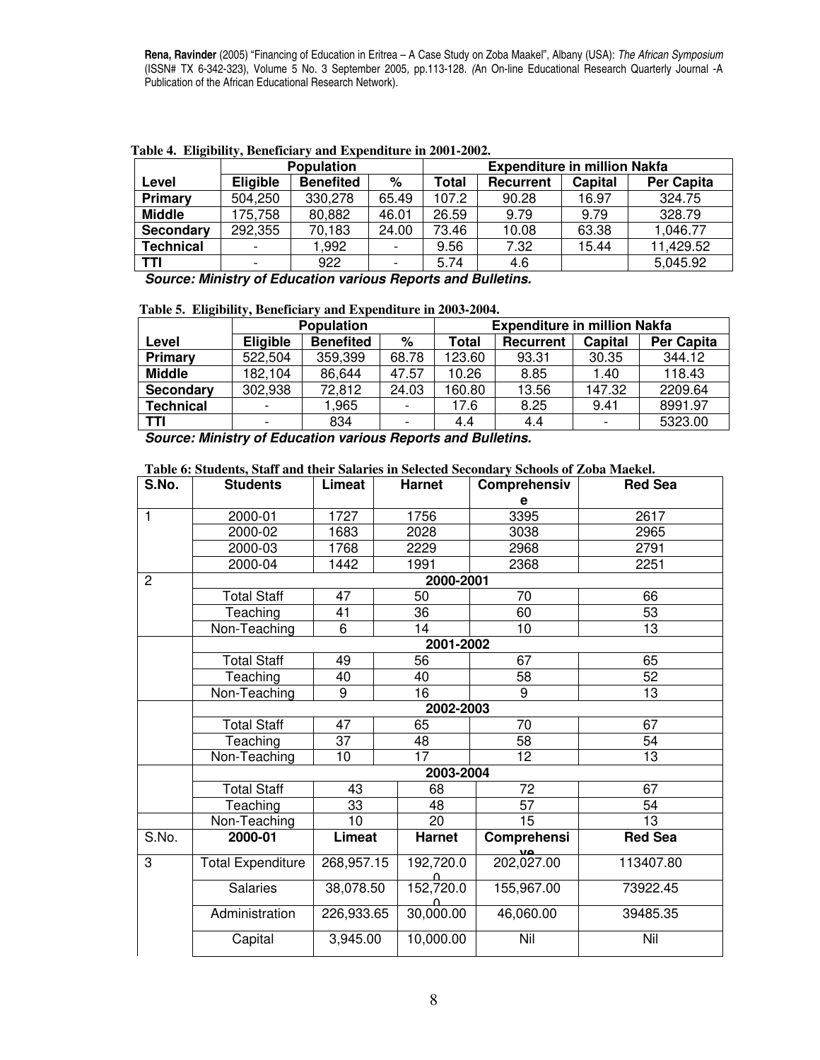**Table 4. Eligibility, Beneficiary and Expenditure in 2001-2002.**

| | Population | | | Expenditure in million Nakfa | | | |
|---|---|---|---|---|---|---|---|
| **Level** | **Eligible** | **Benefited** | **%** | **Total** | **Recurrent** | **Capital** | **Per Capita** |
| **Primary** | 504,250 | 330,278 | 65.49 | 107.2 | 90.28 | 16.97 | 324.75 |
| **Middle** | 175,758 | 80,882 | 46.01 | 26.59 | 9.79 | 9.79 | 328.79 |
| **Secondary** | 292,355 | 70,183 | 24.00 | 73.46 | 10.08 | 63.38 | 1,046.77 |
| **Technical** | - | 1,992 | - | 9.56 | 7.32 | 15.44 | 11,429.52 |
| **TTI** | - | 922 | - | 5.74 | 4.6 | | 5,045.92 |

***Source: Ministry of Education various Reports and Bulletins.***

**Table 5. Eligibility, Beneficiary and Expenditure in 2003-2004.**

| | Population | | | Expenditure in million Nakfa | | | |
|---|---|---|---|---|---|---|---|
| **Level** | **Eligible** | **Benefited** | **%** | **Total** | **Recurrent** | **Capital** | **Per Capita** |
| **Primary** | 522,504 | 359,399 | 68.78 | 123.60 | 93.31 | 30.35 | 344.12 |
| **Middle** | 182,104 | 86,644 | 47.57 | 10.26 | 8.85 | 1.40 | 118.43 |
| **Secondary** | 302,938 | 72,812 | 24.03 | 160.80 | 13.56 | 147.32 | 2209.64 |
| **Technical** | - | 1,965 | - | 17.6 | 8.25 | 9.41 | 8991.97 |
| **TTI** | - | 834 | - | 4.4 | 4.4 | - | 5323.00 |

***Source: Ministry of Education various Reports and Bulletins.***

**Table 6: Students, Staff and their Salaries in Selected Secondary Schools of Zoba Maekel.**

| S.No. | Students | Limeat | Harnet | Comprehensive | Red Sea |
|---|---|---|---|---|---|
| 1 | 2000-01 | 1727 | 1756 | 3395 | 2617 |
| | 2000-02 | 1683 | 2028 | 3038 | 2965 |
| | 2000-03 | 1768 | 2229 | 2968 | 2791 |
| | 2000-04 | 1442 | 1991 | 2368 | 2251 |
| 2 | **2000-2001** | | | | |
| | Total Staff | 47 | 50 | 70 | 66 |
| | Teaching | 41 | 36 | 60 | 53 |
| | Non-Teaching | 6 | 14 | 10 | 13 |
| | **2001-2002** | | | | |
| | Total Staff | 49 | 56 | 67 | 65 |
| | Teaching | 40 | 40 | 58 | 52 |
| | Non-Teaching | 9 | 16 | 9 | 13 |
| | **2002-2003** | | | | |
| | Total Staff | 47 | 65 | 70 | 67 |
| | Teaching | 37 | 48 | 58 | 54 |
| | Non-Teaching | 10 | 17 | 12 | 13 |
| | **2003-2004** | | | | |
| | Total Staff | 43 | 68 | 72 | 67 |
| | Teaching | 33 | 48 | 57 | 54 |
| | Non-Teaching | 10 | 20 | 15 | 13 |
| S.No. | **2000-01** | **Limeat** | **Harnet** | **Comprehensive** | **Red Sea** |
| 3 | Total Expenditure | 268,957.15 | 192,720.00 | 202,027.00 | 113407.80 |
| | Salaries | 38,078.50 | 152,720.00 | 155,967.00 | 73922.45 |
| | Administration | 226,933.65 | 30,000.00 | 46,060.00 | 39485.35 |
| | Capital | 3,945.00 | 10,000.00 | Nil | Nil |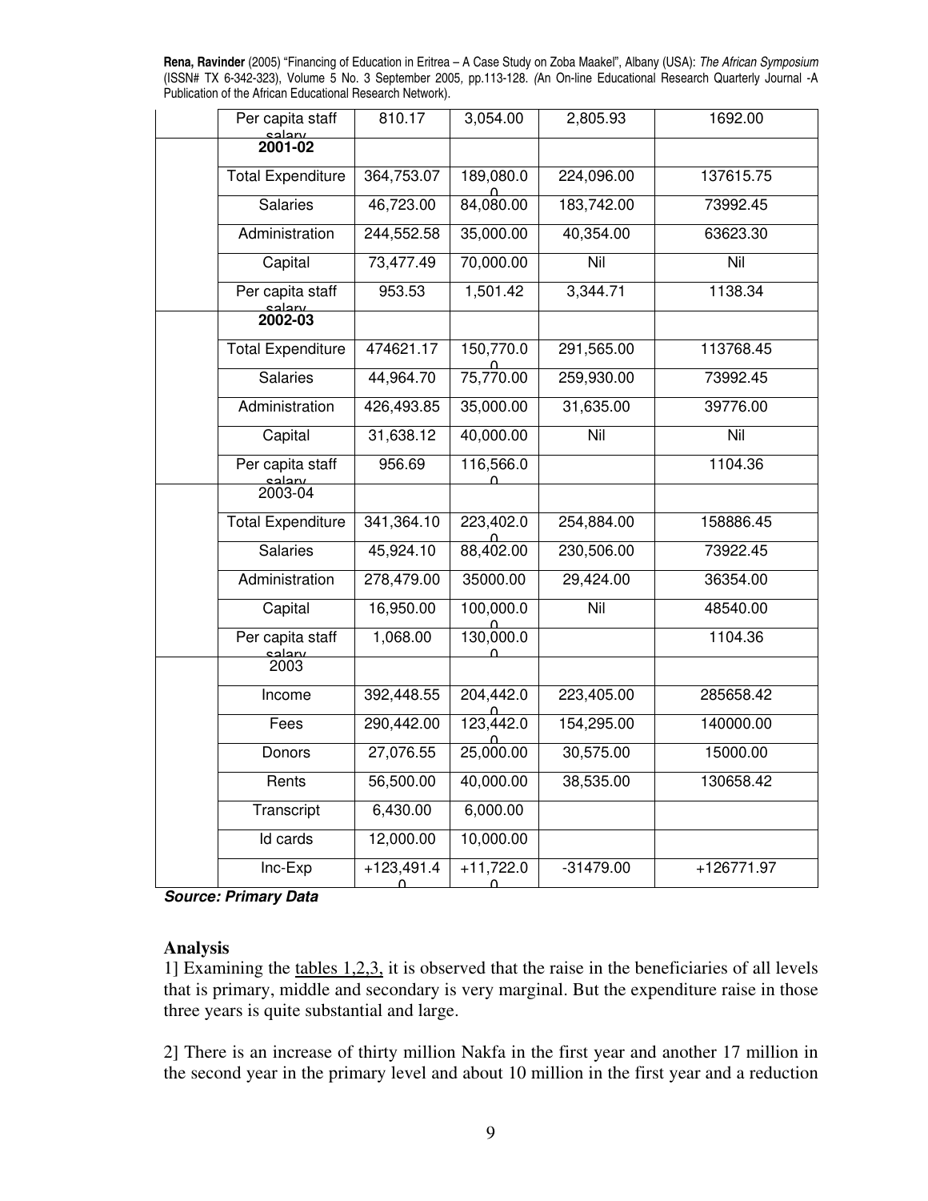|  |  |  |  |  |  |
|---|---|---|---|---|---|
|  | Per capita staff salary | 810.17 | 3,054.00 | 2,805.93 | 1692.00 |
|  | **2001-02** |  |  |  |  |
|  | Total Expenditure | 364,753.07 | 189,080.00 | 224,096.00 | 137615.75 |
|  | Salaries | 46,723.00 | 84,080.00 | 183,742.00 | 73992.45 |
|  | Administration | 244,552.58 | 35,000.00 | 40,354.00 | 63623.30 |
|  | Capital | 73,477.49 | 70,000.00 | Nil | Nil |
|  | Per capita staff salary | 953.53 | 1,501.42 | 3,344.71 | 1138.34 |
|  | **2002-03** |  |  |  |  |
|  | Total Expenditure | 474621.17 | 150,770.00 | 291,565.00 | 113768.45 |
|  | Salaries | 44,964.70 | 75,770.00 | 259,930.00 | 73992.45 |
|  | Administration | 426,493.85 | 35,000.00 | 31,635.00 | 39776.00 |
|  | Capital | 31,638.12 | 40,000.00 | Nil | Nil |
|  | Per capita staff salary | 956.69 | 116,566.00 |  | 1104.36 |
|  | 2003-04 |  |  |  |  |
|  | Total Expenditure | 341,364.10 | 223,402.00 | 254,884.00 | 158886.45 |
|  | Salaries | 45,924.10 | 88,402.00 | 230,506.00 | 73922.45 |
|  | Administration | 278,479.00 | 35000.00 | 29,424.00 | 36354.00 |
|  | Capital | 16,950.00 | 100,000.00 | Nil | 48540.00 |
|  | Per capita staff salary | 1,068.00 | 130,000.00 |  | 1104.36 |
|  | 2003 |  |  |  |  |
|  | Income | 392,448.55 | 204,442.00 | 223,405.00 | 285658.42 |
|  | Fees | 290,442.00 | 123,442.00 | 154,295.00 | 140000.00 |
|  | Donors | 27,076.55 | 25,000.00 | 30,575.00 | 15000.00 |
|  | Rents | 56,500.00 | 40,000.00 | 38,535.00 | 130658.42 |
|  | Transcript | 6,430.00 | 6,000.00 |  |  |
|  | Id cards | 12,000.00 | 10,000.00 |  |  |
|  | Inc-Exp | +123,491.40 | +11,722.00 | -31479.00 | +126771.97 |

***Source: Primary Data***

**Analysis**

1] Examining the tables 1,2,3, it is observed that the raise in the beneficiaries of all levels that is primary, middle and secondary is very marginal. But the expenditure raise in those three years is quite substantial and large.

2] There is an increase of thirty million Nakfa in the first year and another 17 million in the second year in the primary level and about 10 million in the first year and a reduction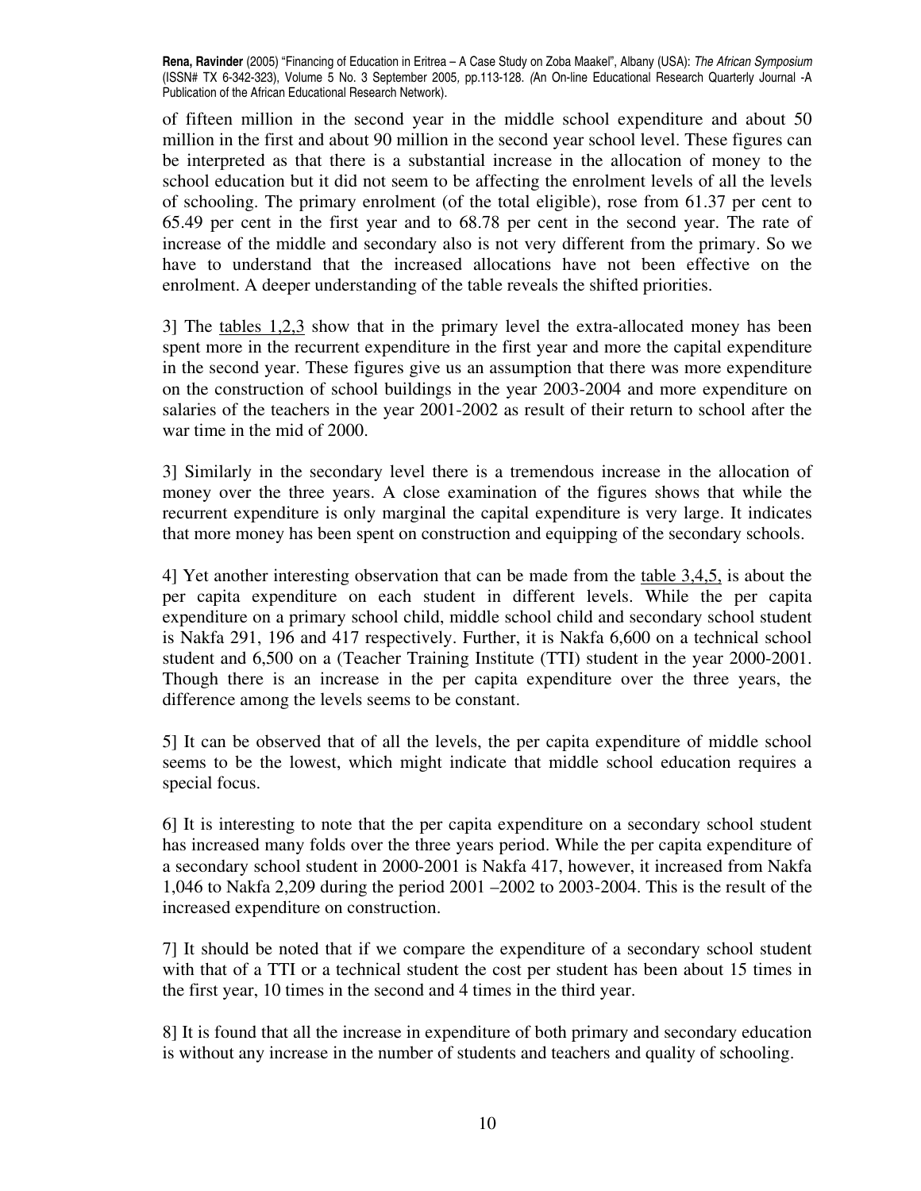of fifteen million in the second year in the middle school expenditure and about 50 million in the first and about 90 million in the second year school level. These figures can be interpreted as that there is a substantial increase in the allocation of money to the school education but it did not seem to be affecting the enrolment levels of all the levels of schooling. The primary enrolment (of the total eligible), rose from 61.37 per cent to 65.49 per cent in the first year and to 68.78 per cent in the second year. The rate of increase of the middle and secondary also is not very different from the primary. So we have to understand that the increased allocations have not been effective on the enrolment. A deeper understanding of the table reveals the shifted priorities.

3] The tables 1,2,3 show that in the primary level the extra-allocated money has been spent more in the recurrent expenditure in the first year and more the capital expenditure in the second year. These figures give us an assumption that there was more expenditure on the construction of school buildings in the year 2003-2004 and more expenditure on salaries of the teachers in the year 2001-2002 as result of their return to school after the war time in the mid of 2000.

3] Similarly in the secondary level there is a tremendous increase in the allocation of money over the three years. A close examination of the figures shows that while the recurrent expenditure is only marginal the capital expenditure is very large. It indicates that more money has been spent on construction and equipping of the secondary schools.

4] Yet another interesting observation that can be made from the table 3,4,5, is about the per capita expenditure on each student in different levels. While the per capita expenditure on a primary school child, middle school child and secondary school student is Nakfa 291, 196 and 417 respectively. Further, it is Nakfa 6,600 on a technical school student and 6,500 on a (Teacher Training Institute (TTI) student in the year 2000-2001. Though there is an increase in the per capita expenditure over the three years, the difference among the levels seems to be constant.

5] It can be observed that of all the levels, the per capita expenditure of middle school seems to be the lowest, which might indicate that middle school education requires a special focus.

6] It is interesting to note that the per capita expenditure on a secondary school student has increased many folds over the three years period. While the per capita expenditure of a secondary school student in 2000-2001 is Nakfa 417, however, it increased from Nakfa 1,046 to Nakfa 2,209 during the period 2001 –2002 to 2003-2004. This is the result of the increased expenditure on construction.

7] It should be noted that if we compare the expenditure of a secondary school student with that of a TTI or a technical student the cost per student has been about 15 times in the first year, 10 times in the second and 4 times in the third year.

8] It is found that all the increase in expenditure of both primary and secondary education is without any increase in the number of students and teachers and quality of schooling.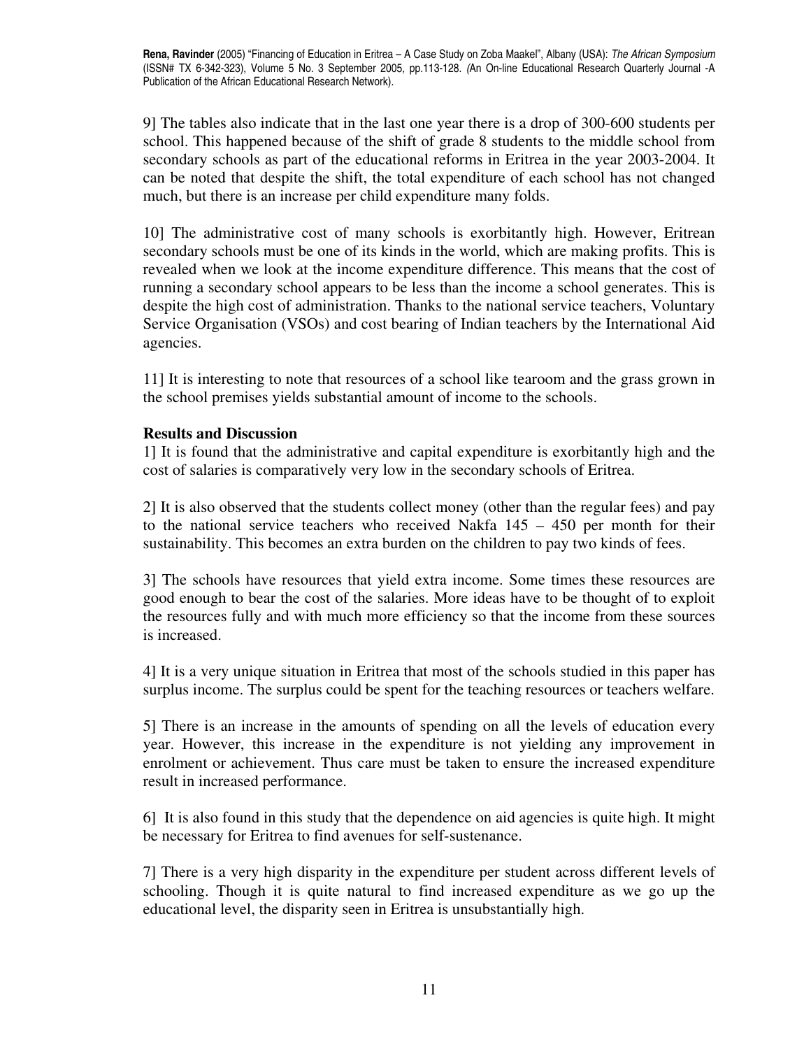9] The tables also indicate that in the last one year there is a drop of 300-600 students per school. This happened because of the shift of grade 8 students to the middle school from secondary schools as part of the educational reforms in Eritrea in the year 2003-2004. It can be noted that despite the shift, the total expenditure of each school has not changed much, but there is an increase per child expenditure many folds.

10] The administrative cost of many schools is exorbitantly high. However, Eritrean secondary schools must be one of its kinds in the world, which are making profits. This is revealed when we look at the income expenditure difference. This means that the cost of running a secondary school appears to be less than the income a school generates. This is despite the high cost of administration. Thanks to the national service teachers, Voluntary Service Organisation (VSOs) and cost bearing of Indian teachers by the International Aid agencies.

11] It is interesting to note that resources of a school like tearoom and the grass grown in the school premises yields substantial amount of income to the schools.

**Results and Discussion**

1] It is found that the administrative and capital expenditure is exorbitantly high and the cost of salaries is comparatively very low in the secondary schools of Eritrea.

2] It is also observed that the students collect money (other than the regular fees) and pay to the national service teachers who received Nakfa 145 – 450 per month for their sustainability. This becomes an extra burden on the children to pay two kinds of fees.

3] The schools have resources that yield extra income. Some times these resources are good enough to bear the cost of the salaries. More ideas have to be thought of to exploit the resources fully and with much more efficiency so that the income from these sources is increased.

4] It is a very unique situation in Eritrea that most of the schools studied in this paper has surplus income. The surplus could be spent for the teaching resources or teachers welfare.

5] There is an increase in the amounts of spending on all the levels of education every year. However, this increase in the expenditure is not yielding any improvement in enrolment or achievement. Thus care must be taken to ensure the increased expenditure result in increased performance.

6] It is also found in this study that the dependence on aid agencies is quite high. It might be necessary for Eritrea to find avenues for self-sustenance.

7] There is a very high disparity in the expenditure per student across different levels of schooling. Though it is quite natural to find increased expenditure as we go up the educational level, the disparity seen in Eritrea is unsubstantially high.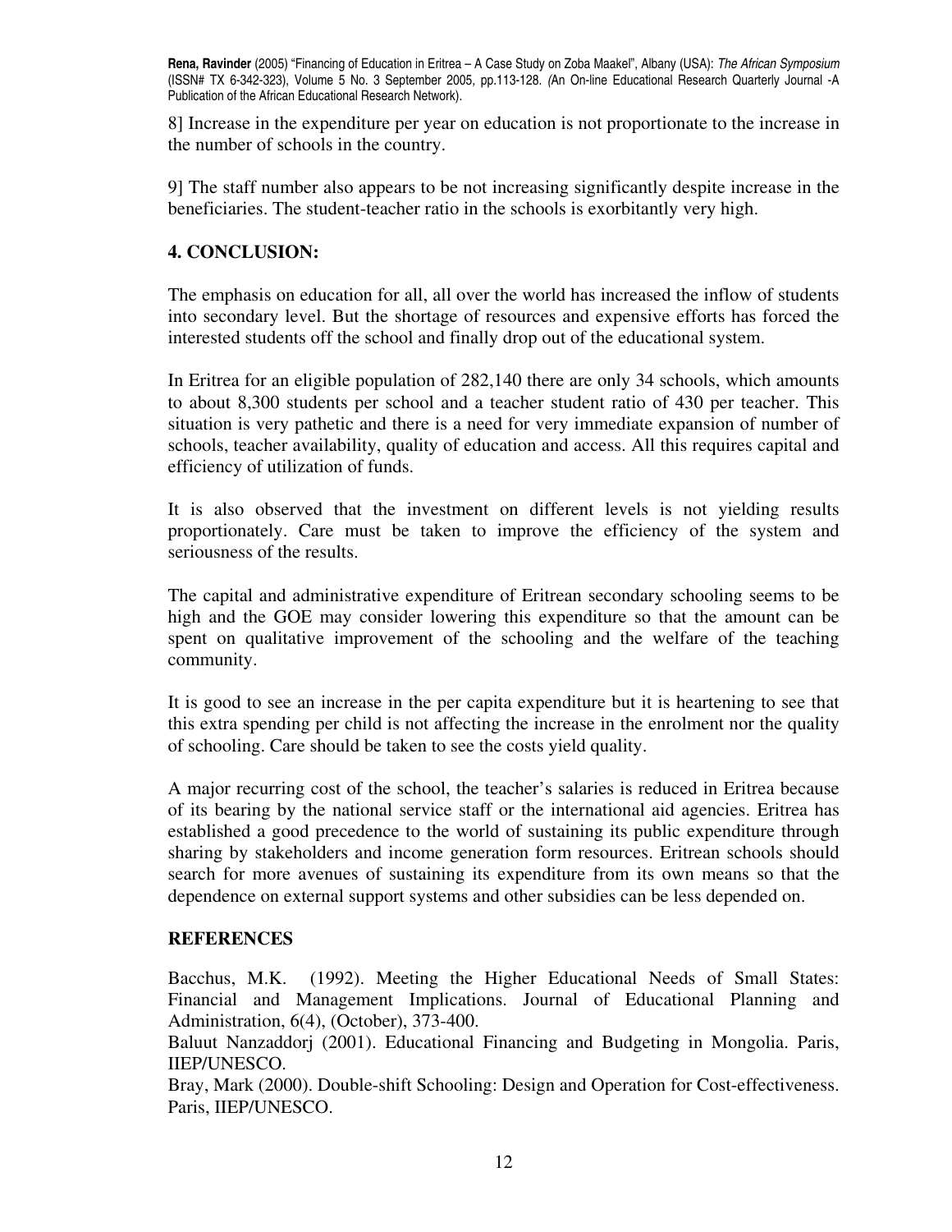8] Increase in the expenditure per year on education is not proportionate to the increase in the number of schools in the country.

9] The staff number also appears to be not increasing significantly despite increase in the beneficiaries. The student-teacher ratio in the schools is exorbitantly very high.

## 4. CONCLUSION:

The emphasis on education for all, all over the world has increased the inflow of students into secondary level. But the shortage of resources and expensive efforts has forced the interested students off the school and finally drop out of the educational system.

In Eritrea for an eligible population of 282,140 there are only 34 schools, which amounts to about 8,300 students per school and a teacher student ratio of 430 per teacher. This situation is very pathetic and there is a need for very immediate expansion of number of schools, teacher availability, quality of education and access. All this requires capital and efficiency of utilization of funds.

It is also observed that the investment on different levels is not yielding results proportionately. Care must be taken to improve the efficiency of the system and seriousness of the results.

The capital and administrative expenditure of Eritrean secondary schooling seems to be high and the GOE may consider lowering this expenditure so that the amount can be spent on qualitative improvement of the schooling and the welfare of the teaching community.

It is good to see an increase in the per capita expenditure but it is heartening to see that this extra spending per child is not affecting the increase in the enrolment nor the quality of schooling. Care should be taken to see the costs yield quality.

A major recurring cost of the school, the teacher's salaries is reduced in Eritrea because of its bearing by the national service staff or the international aid agencies. Eritrea has established a good precedence to the world of sustaining its public expenditure through sharing by stakeholders and income generation form resources. Eritrean schools should search for more avenues of sustaining its expenditure from its own means so that the dependence on external support systems and other subsidies can be less depended on.

## REFERENCES

Bacchus, M.K. (1992). Meeting the Higher Educational Needs of Small States: Financial and Management Implications. Journal of Educational Planning and Administration, 6(4), (October), 373-400.

Baluut Nanzaddorj (2001). Educational Financing and Budgeting in Mongolia. Paris, IIEP/UNESCO.

Bray, Mark (2000). Double-shift Schooling: Design and Operation for Cost-effectiveness. Paris, IIEP/UNESCO.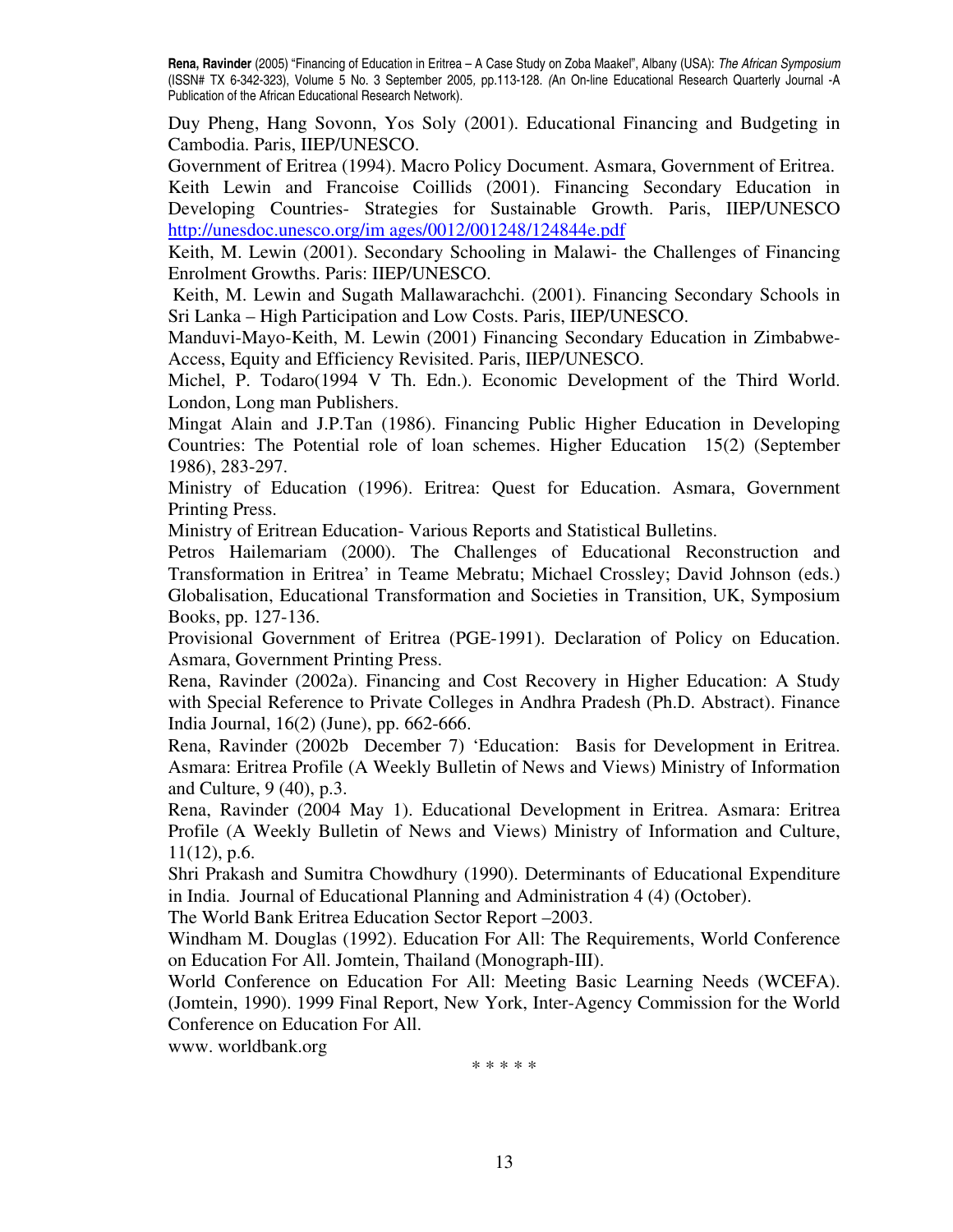Duy Pheng, Hang Sovonn, Yos Soly (2001). Educational Financing and Budgeting in Cambodia. Paris, IIEP/UNESCO.

Government of Eritrea (1994). Macro Policy Document. Asmara, Government of Eritrea.

Keith Lewin and Francoise Coillids (2001). Financing Secondary Education in Developing Countries- Strategies for Sustainable Growth. Paris, IIEP/UNESCO http://unesdoc.unesco.org/im ages/0012/001248/124844e.pdf

Keith, M. Lewin (2001). Secondary Schooling in Malawi- the Challenges of Financing Enrolment Growths. Paris: IIEP/UNESCO.

Keith, M. Lewin and Sugath Mallawarachchi. (2001). Financing Secondary Schools in Sri Lanka – High Participation and Low Costs. Paris, IIEP/UNESCO.

Manduvi-Mayo-Keith, M. Lewin (2001) Financing Secondary Education in Zimbabwe- Access, Equity and Efficiency Revisited. Paris, IIEP/UNESCO.

Michel, P. Todaro(1994 V Th. Edn.). Economic Development of the Third World. London, Long man Publishers.

Mingat Alain and J.P.Tan (1986). Financing Public Higher Education in Developing Countries: The Potential role of loan schemes. Higher Education 15(2) (September 1986), 283-297.

Ministry of Education (1996). Eritrea: Quest for Education. Asmara, Government Printing Press.

Ministry of Eritrean Education- Various Reports and Statistical Bulletins.

Petros Hailemariam (2000). The Challenges of Educational Reconstruction and Transformation in Eritrea' in Teame Mebratu; Michael Crossley; David Johnson (eds.) Globalisation, Educational Transformation and Societies in Transition, UK, Symposium Books, pp. 127-136.

Provisional Government of Eritrea (PGE-1991). Declaration of Policy on Education. Asmara, Government Printing Press.

Rena, Ravinder (2002a). Financing and Cost Recovery in Higher Education: A Study with Special Reference to Private Colleges in Andhra Pradesh (Ph.D. Abstract). Finance India Journal, 16(2) (June), pp. 662-666.

Rena, Ravinder (2002b December 7) 'Education: Basis for Development in Eritrea. Asmara: Eritrea Profile (A Weekly Bulletin of News and Views) Ministry of Information and Culture, 9 (40), p.3.

Rena, Ravinder (2004 May 1). Educational Development in Eritrea. Asmara: Eritrea Profile (A Weekly Bulletin of News and Views) Ministry of Information and Culture, 11(12), p.6.

Shri Prakash and Sumitra Chowdhury (1990). Determinants of Educational Expenditure in India. Journal of Educational Planning and Administration 4 (4) (October).

The World Bank Eritrea Education Sector Report –2003.

Windham M. Douglas (1992). Education For All: The Requirements, World Conference on Education For All. Jomtein, Thailand (Monograph-III).

World Conference on Education For All: Meeting Basic Learning Needs (WCEFA). (Jomtein, 1990). 1999 Final Report, New York, Inter-Agency Commission for the World Conference on Education For All.

www. worldbank.org

\* \* \* \* \*